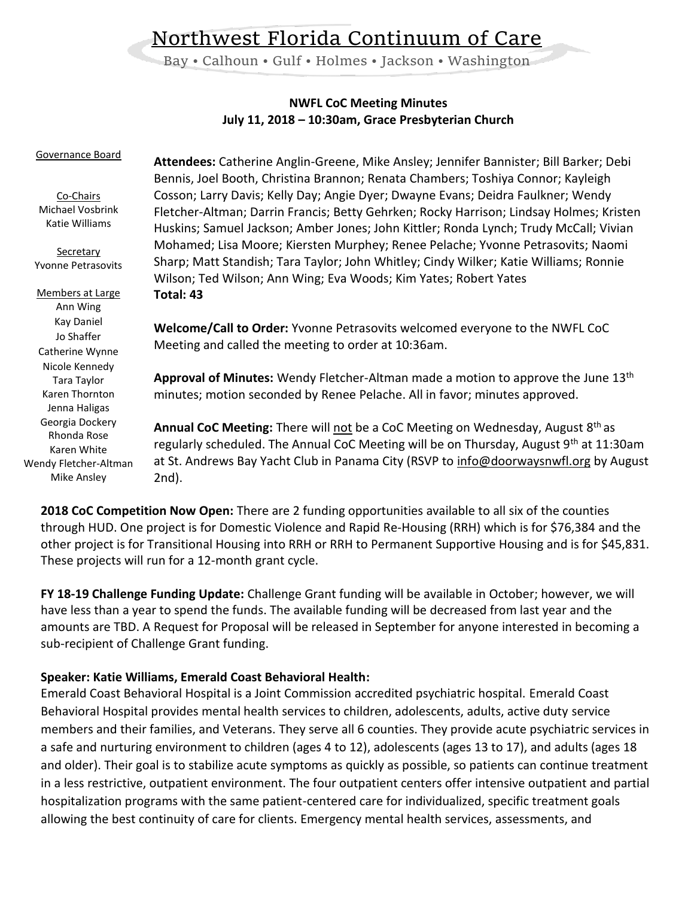# Northwest Florida Continuum of Care

Bay • Calhoun • Gulf • Holmes • Jackson • Washington

## NWFL CoC Meeting Minutes

**July 11, 2018 – 10:30am, Grace Presbyterian Church**

Governance Board

Co-Chairs
Michael Vosbrink
Katie Williams

Secretary
Yvonne Petrasovits

Members at Large
Ann Wing
Kay Daniel
Jo Shaffer
Catherine Wynne
Nicole Kennedy
Tara Taylor
Karen Thornton
Jenna Haligas
Georgia Dockery
Rhonda Rose
Karen White
Wendy Fletcher-Altman
Mike Ansley

**Attendees:** Catherine Anglin-Greene, Mike Ansley; Jennifer Bannister; Bill Barker; Debi Bennis, Joel Booth, Christina Brannon; Renata Chambers; Toshiya Connor; Kayleigh Cosson; Larry Davis; Kelly Day; Angie Dyer; Dwayne Evans; Deidra Faulkner; Wendy Fletcher-Altman; Darrin Francis; Betty Gehrken; Rocky Harrison; Lindsay Holmes; Kristen Huskins; Samuel Jackson; Amber Jones; John Kittler; Ronda Lynch; Trudy McCall; Vivian Mohamed; Lisa Moore; Kiersten Murphey; Renee Pelache; Yvonne Petrasovits; Naomi Sharp; Matt Standish; Tara Taylor; John Whitley; Cindy Wilker; Katie Williams; Ronnie Wilson; Ted Wilson; Ann Wing; Eva Woods; Kim Yates; Robert Yates
**Total: 43**

**Welcome/Call to Order:** Yvonne Petrasovits welcomed everyone to the NWFL CoC Meeting and called the meeting to order at 10:36am.

**Approval of Minutes:** Wendy Fletcher-Altman made a motion to approve the June 13th minutes; motion seconded by Renee Pelache. All in favor; minutes approved.

**Annual CoC Meeting:** There will not be a CoC Meeting on Wednesday, August 8th as regularly scheduled. The Annual CoC Meeting will be on Thursday, August 9th at 11:30am at St. Andrews Bay Yacht Club in Panama City (RSVP to info@doorwaysnwfl.org by August 2nd).

**2018 CoC Competition Now Open:** There are 2 funding opportunities available to all six of the counties through HUD. One project is for Domestic Violence and Rapid Re-Housing (RRH) which is for $76,384 and the other project is for Transitional Housing into RRH or RRH to Permanent Supportive Housing and is for $45,831. These projects will run for a 12-month grant cycle.

**FY 18-19 Challenge Funding Update:** Challenge Grant funding will be available in October; however, we will have less than a year to spend the funds. The available funding will be decreased from last year and the amounts are TBD. A Request for Proposal will be released in September for anyone interested in becoming a sub-recipient of Challenge Grant funding.

**Speaker: Katie Williams, Emerald Coast Behavioral Health:**
Emerald Coast Behavioral Hospital is a Joint Commission accredited psychiatric hospital. Emerald Coast Behavioral Hospital provides mental health services to children, adolescents, adults, active duty service members and their families, and Veterans. They serve all 6 counties. They provide acute psychiatric services in a safe and nurturing environment to children (ages 4 to 12), adolescents (ages 13 to 17), and adults (ages 18 and older). Their goal is to stabilize acute symptoms as quickly as possible, so patients can continue treatment in a less restrictive, outpatient environment. The four outpatient centers offer intensive outpatient and partial hospitalization programs with the same patient-centered care for individualized, specific treatment goals allowing the best continuity of care for clients. Emergency mental health services, assessments, and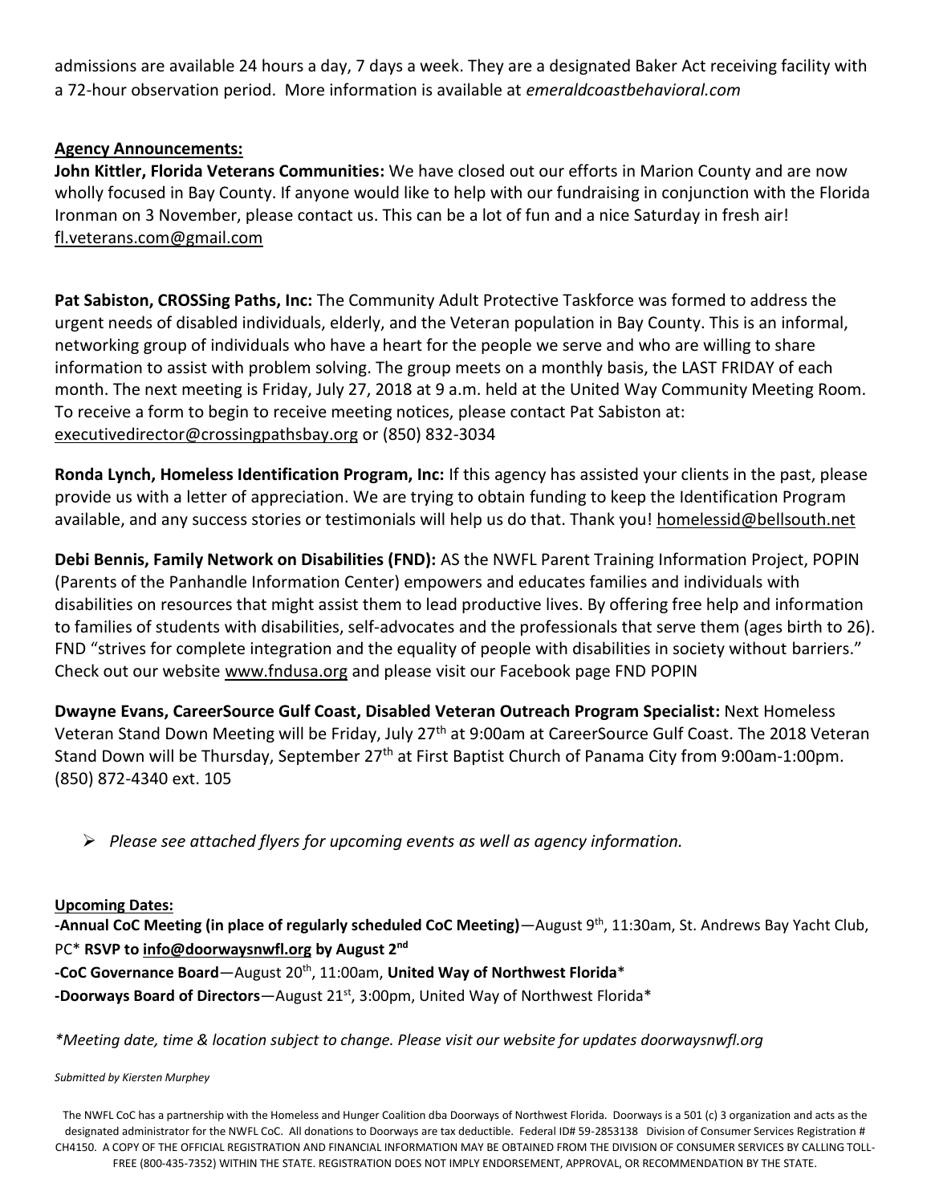admissions are available 24 hours a day, 7 days a week. They are a designated Baker Act receiving facility with a 72-hour observation period. More information is available at *emeraldcoastbehavioral.com*

**Agency Announcements:**

**John Kittler, Florida Veterans Communities:** We have closed out our efforts in Marion County and are now wholly focused in Bay County. If anyone would like to help with our fundraising in conjunction with the Florida Ironman on 3 November, please contact us. This can be a lot of fun and a nice Saturday in fresh air! fl.veterans.com@gmail.com

**Pat Sabiston, CROSSing Paths, Inc:** The Community Adult Protective Taskforce was formed to address the urgent needs of disabled individuals, elderly, and the Veteran population in Bay County. This is an informal, networking group of individuals who have a heart for the people we serve and who are willing to share information to assist with problem solving. The group meets on a monthly basis, the LAST FRIDAY of each month. The next meeting is Friday, July 27, 2018 at 9 a.m. held at the United Way Community Meeting Room. To receive a form to begin to receive meeting notices, please contact Pat Sabiston at: executivedirector@crossingpathsbay.org or (850) 832-3034

**Ronda Lynch, Homeless Identification Program, Inc:** If this agency has assisted your clients in the past, please provide us with a letter of appreciation. We are trying to obtain funding to keep the Identification Program available, and any success stories or testimonials will help us do that. Thank you! homelessid@bellsouth.net

**Debi Bennis, Family Network on Disabilities (FND):** AS the NWFL Parent Training Information Project, POPIN (Parents of the Panhandle Information Center) empowers and educates families and individuals with disabilities on resources that might assist them to lead productive lives. By offering free help and information to families of students with disabilities, self-advocates and the professionals that serve them (ages birth to 26). FND "strives for complete integration and the equality of people with disabilities in society without barriers." Check out our website www.fndusa.org and please visit our Facebook page FND POPIN

**Dwayne Evans, CareerSource Gulf Coast, Disabled Veteran Outreach Program Specialist:** Next Homeless Veteran Stand Down Meeting will be Friday, July 27th at 9:00am at CareerSource Gulf Coast. The 2018 Veteran Stand Down will be Thursday, September 27th at First Baptist Church of Panama City from 9:00am-1:00pm. (850) 872-4340 ext. 105

- *Please see attached flyers for upcoming events as well as agency information.*

**Upcoming Dates:**

**-Annual CoC Meeting (in place of regularly scheduled CoC Meeting)**—August 9th, 11:30am, St. Andrews Bay Yacht Club, PC* **RSVP to info@doorwaysnwfl.org by August 2nd**

**-CoC Governance Board**—August 20th, 11:00am, **United Way of Northwest Florida***

**-Doorways Board of Directors**—August 21st, 3:00pm, United Way of Northwest Florida*

*\*Meeting date, time & location subject to change. Please visit our website for updates doorwaysnwfl.org*

*Submitted by Kiersten Murphey*

The NWFL CoC has a partnership with the Homeless and Hunger Coalition dba Doorways of Northwest Florida. Doorways is a 501 (c) 3 organization and acts as the designated administrator for the NWFL CoC. All donations to Doorways are tax deductible. Federal ID# 59-2853138 Division of Consumer Services Registration # CH4150. A COPY OF THE OFFICIAL REGISTRATION AND FINANCIAL INFORMATION MAY BE OBTAINED FROM THE DIVISION OF CONSUMER SERVICES BY CALLING TOLL-FREE (800-435-7352) WITHIN THE STATE. REGISTRATION DOES NOT IMPLY ENDORSEMENT, APPROVAL, OR RECOMMENDATION BY THE STATE.